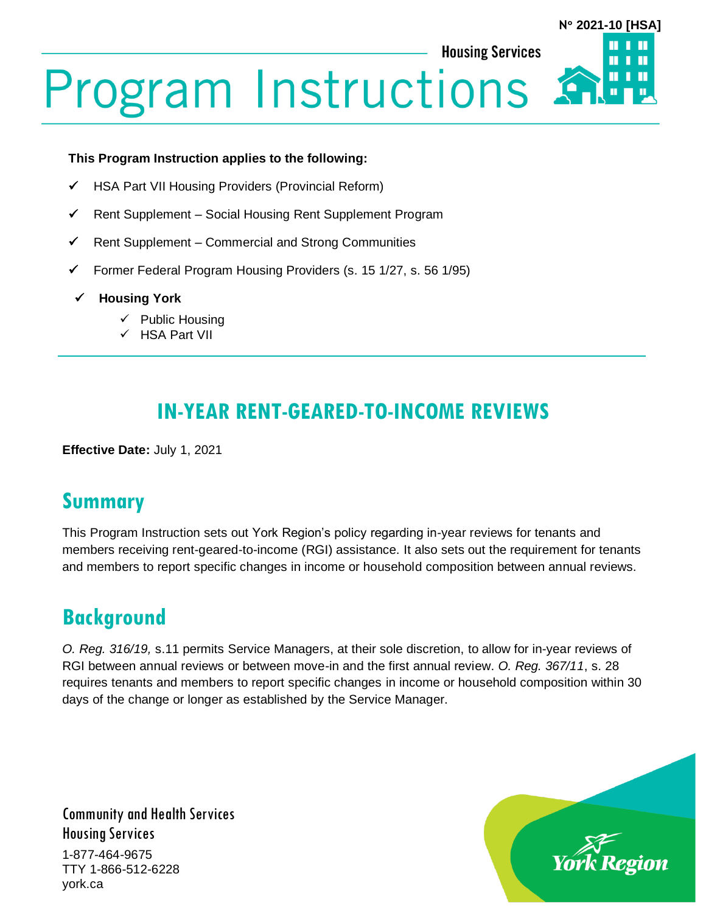N° 2021-10 [HSA]

Housing Services

# Program Instructions

**This Program Instruction applies to the following:**

- ✓ HSA Part VII Housing Providers (Provincial Reform)
- ✓ Rent Supplement – Social Housing Rent Supplement Program
- ✓ Rent Supplement – Commercial and Strong Communities
- ✓ Former Federal Program Housing Providers (s. 15 1/27, s. 56 1/95)
- ✓ **Housing York**
  - ✓ Public Housing
  - ✓ HSA Part VII

## IN-YEAR RENT-GEARED-TO-INCOME REVIEWS

**Effective Date:** July 1, 2021

## Summary

This Program Instruction sets out York Region's policy regarding in-year reviews for tenants and members receiving rent-geared-to-income (RGI) assistance. It also sets out the requirement for tenants and members to report specific changes in income or household composition between annual reviews.

## Background

*O. Reg. 316/19,* s.11 permits Service Managers, at their sole discretion, to allow for in-year reviews of RGI between annual reviews or between move-in and the first annual review. *O. Reg. 367/11*, s. 28 requires tenants and members to report specific changes in income or household composition within 30 days of the change or longer as established by the Service Manager.

Community and Health Services
Housing Services
1-877-464-9675
TTY 1-866-512-6228
york.ca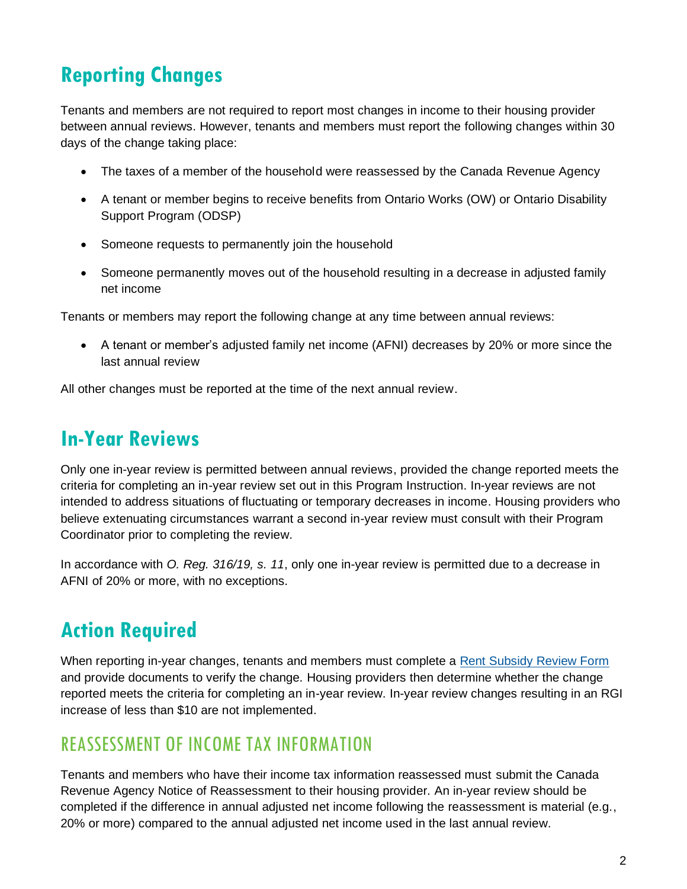## Reporting Changes

Tenants and members are not required to report most changes in income to their housing provider between annual reviews. However, tenants and members must report the following changes within 30 days of the change taking place:

- The taxes of a member of the household were reassessed by the Canada Revenue Agency
- A tenant or member begins to receive benefits from Ontario Works (OW) or Ontario Disability Support Program (ODSP)
- Someone requests to permanently join the household
- Someone permanently moves out of the household resulting in a decrease in adjusted family net income

Tenants or members may report the following change at any time between annual reviews:

- A tenant or member's adjusted family net income (AFNI) decreases by 20% or more since the last annual review

All other changes must be reported at the time of the next annual review.

## In-Year Reviews

Only one in-year review is permitted between annual reviews, provided the change reported meets the criteria for completing an in-year review set out in this Program Instruction. In-year reviews are not intended to address situations of fluctuating or temporary decreases in income. Housing providers who believe extenuating circumstances warrant a second in-year review must consult with their Program Coordinator prior to completing the review.

In accordance with *O. Reg. 316/19, s. 11*, only one in-year review is permitted due to a decrease in AFNI of 20% or more, with no exceptions.

## Action Required

When reporting in-year changes, tenants and members must complete a [Rent Subsidy Review Form]() and provide documents to verify the change. Housing providers then determine whether the change reported meets the criteria for completing an in-year review. In-year review changes resulting in an RGI increase of less than $10 are not implemented.

### REASSESSMENT OF INCOME TAX INFORMATION

Tenants and members who have their income tax information reassessed must submit the Canada Revenue Agency Notice of Reassessment to their housing provider. An in-year review should be completed if the difference in annual adjusted net income following the reassessment is material (e.g., 20% or more) compared to the annual adjusted net income used in the last annual review.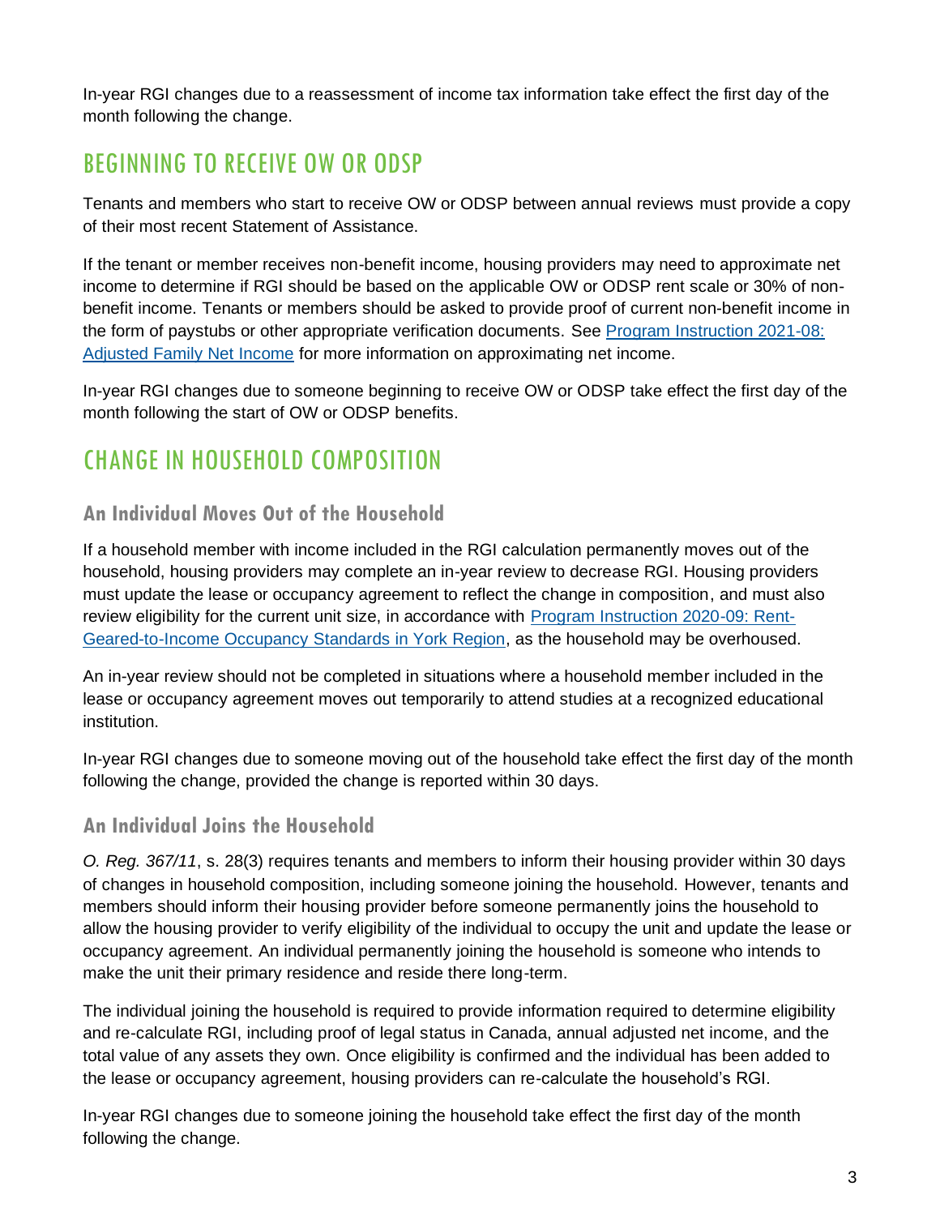In-year RGI changes due to a reassessment of income tax information take effect the first day of the month following the change.

## BEGINNING TO RECEIVE OW OR ODSP

Tenants and members who start to receive OW or ODSP between annual reviews must provide a copy of their most recent Statement of Assistance.

If the tenant or member receives non-benefit income, housing providers may need to approximate net income to determine if RGI should be based on the applicable OW or ODSP rent scale or 30% of non-benefit income. Tenants or members should be asked to provide proof of current non-benefit income in the form of paystubs or other appropriate verification documents. See [Program Instruction 2021-08: Adjusted Family Net Income]() for more information on approximating net income.

In-year RGI changes due to someone beginning to receive OW or ODSP take effect the first day of the month following the start of OW or ODSP benefits.

## CHANGE IN HOUSEHOLD COMPOSITION

### An Individual Moves Out of the Household

If a household member with income included in the RGI calculation permanently moves out of the household, housing providers may complete an in-year review to decrease RGI. Housing providers must update the lease or occupancy agreement to reflect the change in composition, and must also review eligibility for the current unit size, in accordance with [Program Instruction 2020-09: Rent-Geared-to-Income Occupancy Standards in York Region](), as the household may be overhoused.

An in-year review should not be completed in situations where a household member included in the lease or occupancy agreement moves out temporarily to attend studies at a recognized educational institution.

In-year RGI changes due to someone moving out of the household take effect the first day of the month following the change, provided the change is reported within 30 days.

### An Individual Joins the Household

*O. Reg. 367/11*, s. 28(3) requires tenants and members to inform their housing provider within 30 days of changes in household composition, including someone joining the household. However, tenants and members should inform their housing provider before someone permanently joins the household to allow the housing provider to verify eligibility of the individual to occupy the unit and update the lease or occupancy agreement. An individual permanently joining the household is someone who intends to make the unit their primary residence and reside there long-term.

The individual joining the household is required to provide information required to determine eligibility and re-calculate RGI, including proof of legal status in Canada, annual adjusted net income, and the total value of any assets they own. Once eligibility is confirmed and the individual has been added to the lease or occupancy agreement, housing providers can re-calculate the household's RGI.

In-year RGI changes due to someone joining the household take effect the first day of the month following the change.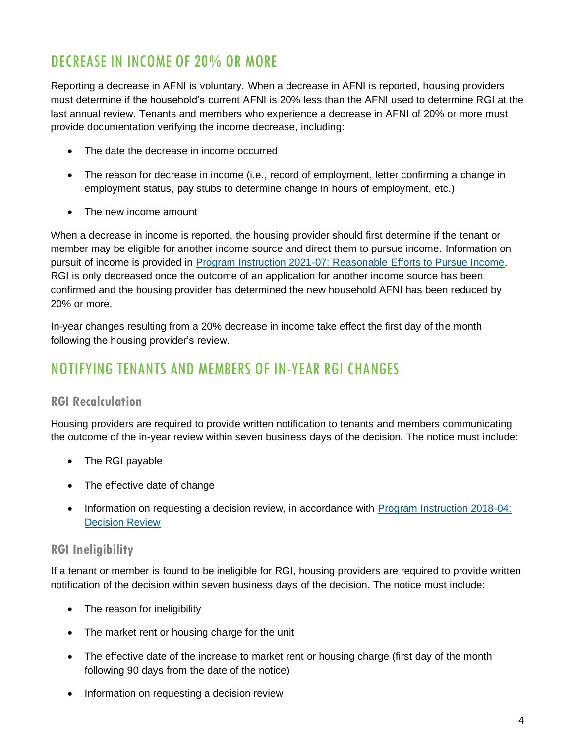## DECREASE IN INCOME OF 20% OR MORE

Reporting a decrease in AFNI is voluntary. When a decrease in AFNI is reported, housing providers must determine if the household's current AFNI is 20% less than the AFNI used to determine RGI at the last annual review. Tenants and members who experience a decrease in AFNI of 20% or more must provide documentation verifying the income decrease, including:

- The date the decrease in income occurred
- The reason for decrease in income (i.e., record of employment, letter confirming a change in employment status, pay stubs to determine change in hours of employment, etc.)
- The new income amount

When a decrease in income is reported, the housing provider should first determine if the tenant or member may be eligible for another income source and direct them to pursue income. Information on pursuit of income is provided in [Program Instruction 2021-07: Reasonable Efforts to Pursue Income](). RGI is only decreased once the outcome of an application for another income source has been confirmed and the housing provider has determined the new household AFNI has been reduced by 20% or more.

In-year changes resulting from a 20% decrease in income take effect the first day of the month following the housing provider's review.

## NOTIFYING TENANTS AND MEMBERS OF IN-YEAR RGI CHANGES

### RGI Recalculation

Housing providers are required to provide written notification to tenants and members communicating the outcome of the in-year review within seven business days of the decision. The notice must include:

- The RGI payable
- The effective date of change
- Information on requesting a decision review, in accordance with [Program Instruction 2018-04: Decision Review]()

### RGI Ineligibility

If a tenant or member is found to be ineligible for RGI, housing providers are required to provide written notification of the decision within seven business days of the decision. The notice must include:

- The reason for ineligibility
- The market rent or housing charge for the unit
- The effective date of the increase to market rent or housing charge (first day of the month following 90 days from the date of the notice)
- Information on requesting a decision review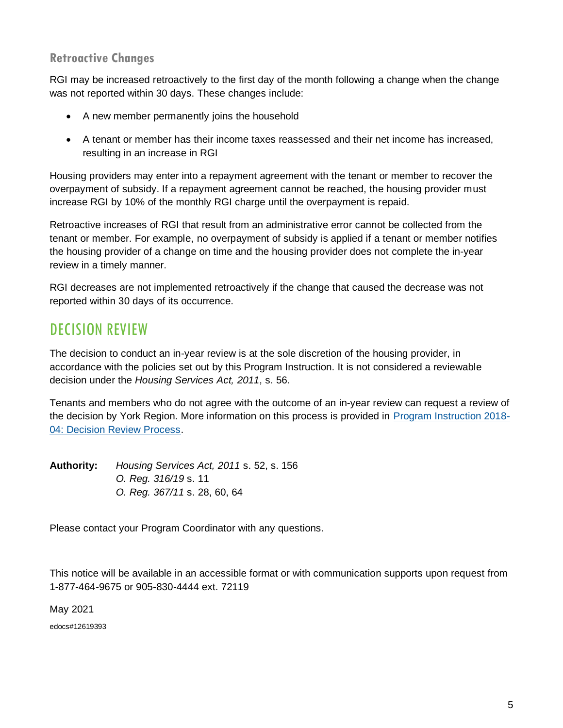### Retroactive Changes

RGI may be increased retroactively to the first day of the month following a change when the change was not reported within 30 days. These changes include:

- A new member permanently joins the household
- A tenant or member has their income taxes reassessed and their net income has increased, resulting in an increase in RGI

Housing providers may enter into a repayment agreement with the tenant or member to recover the overpayment of subsidy. If a repayment agreement cannot be reached, the housing provider must increase RGI by 10% of the monthly RGI charge until the overpayment is repaid.

Retroactive increases of RGI that result from an administrative error cannot be collected from the tenant or member. For example, no overpayment of subsidy is applied if a tenant or member notifies the housing provider of a change on time and the housing provider does not complete the in-year review in a timely manner.

RGI decreases are not implemented retroactively if the change that caused the decrease was not reported within 30 days of its occurrence.

## DECISION REVIEW

The decision to conduct an in-year review is at the sole discretion of the housing provider, in accordance with the policies set out by this Program Instruction. It is not considered a reviewable decision under the *Housing Services Act, 2011*, s. 56.

Tenants and members who do not agree with the outcome of an in-year review can request a review of the decision by York Region. More information on this process is provided in Program Instruction 2018-04: Decision Review Process.

**Authority:** *Housing Services Act, 2011* s. 52, s. 156
*O. Reg. 316/19* s. 11
*O. Reg. 367/11* s. 28, 60, 64

Please contact your Program Coordinator with any questions.

This notice will be available in an accessible format or with communication supports upon request from 1-877-464-9675 or 905-830-4444 ext. 72119

May 2021

edocs#12619393